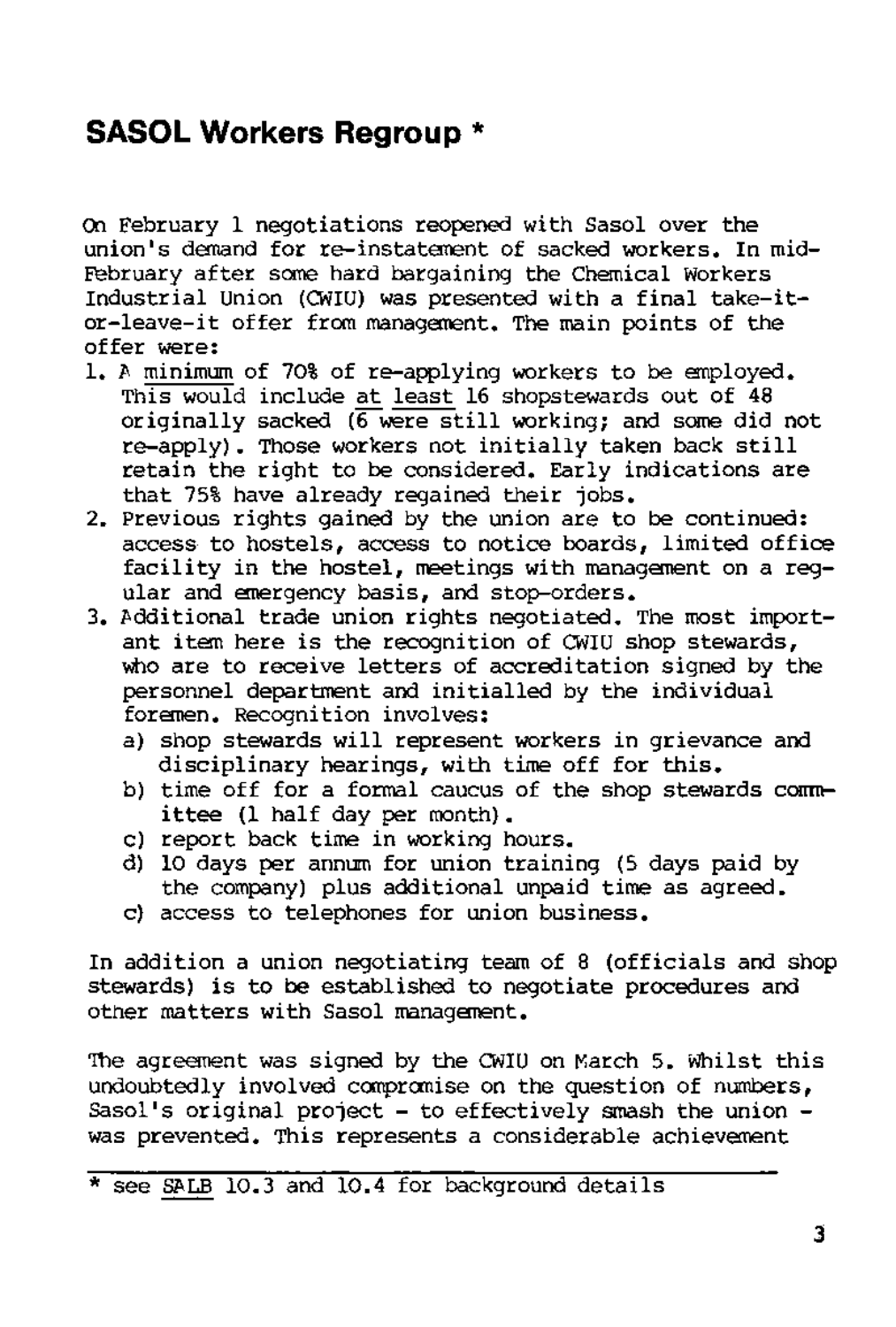# SASOL Workers Regroup *

On February 1 negotiations reopened with Sasol over the union's demand for re-instatement of sacked workers. In mid-February after some hard bargaining the Chemical Workers Industrial Union (CWIU) was presented with a final take-it-or-leave-it offer from management. The main points of the offer were:

1. A minimum of 70% of re-applying workers to be employed. This would include at least 16 shopstewards out of 48 originally sacked (6 were still working; and some did not re-apply). Those workers not initially taken back still retain the right to be considered. Early indications are that 75% have already regained their jobs.
2. Previous rights gained by the union are to be continued: access to hostels, access to notice boards, limited office facility in the hostel, meetings with management on a regular and emergency basis, and stop-orders.
3. Additional trade union rights negotiated. The most important item here is the recognition of CWIU shop stewards, who are to receive letters of accreditation signed by the personnel department and initialled by the individual foremen. Recognition involves:
   a) shop stewards will represent workers in grievance and disciplinary hearings, with time off for this.
   b) time off for a formal caucus of the shop stewards committee (1 half day per month).
   c) report back time in working hours.
   d) 10 days per annum for union training (5 days paid by the company) plus additional unpaid time as agreed.
   c) access to telephones for union business.

In addition a union negotiating team of 8 (officials and shop stewards) is to be established to negotiate procedures and other matters with Sasol management.

The agreement was signed by the CWIU on March 5. Whilst this undoubtedly involved compromise on the question of numbers, Sasol's original project - to effectively smash the union - was prevented. This represents a considerable achievement

---

* see SALB 10.3 and 10.4 for background details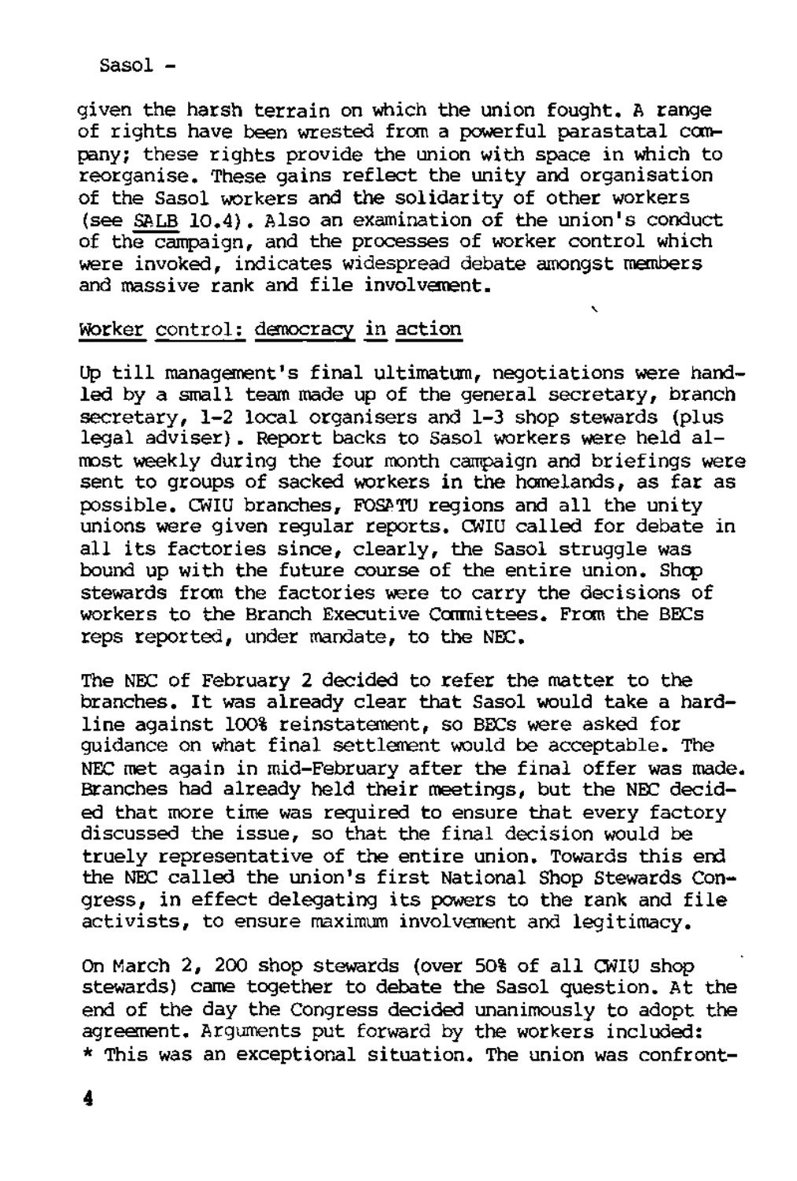given the harsh terrain on which the union fought. A range of rights have been wrested from a powerful parastatal company; these rights provide the union with space in which to reorganise. These gains reflect the unity and organisation of the Sasol workers and the solidarity of other workers (see SALB 10.4). Also an examination of the union's conduct of the campaign, and the processes of worker control which were invoked, indicates widespread debate amongst members and massive rank and file involvement.

## Worker control: democracy in action

Up till management's final ultimatum, negotiations were handled by a small team made up of the general secretary, branch secretary, 1-2 local organisers and 1-3 shop stewards (plus legal adviser). Report backs to Sasol workers were held almost weekly during the four month campaign and briefings were sent to groups of sacked workers in the homelands, as far as possible. CWIU branches, FOSATU regions and all the unity unions were given regular reports. CWIU called for debate in all its factories since, clearly, the Sasol struggle was bound up with the future course of the entire union. Shop stewards from the factories were to carry the decisions of workers to the Branch Executive Committees. From the BECs reps reported, under mandate, to the NEC.

The NEC of February 2 decided to refer the matter to the branches. It was already clear that Sasol would take a hardline against 100% reinstatement, so BECs were asked for guidance on what final settlement would be acceptable. The NEC met again in mid-February after the final offer was made. Branches had already held their meetings, but the NEC decided that more time was required to ensure that every factory discussed the issue, so that the final decision would be truely representative of the entire union. Towards this end the NEC called the union's first National Shop Stewards Congress, in effect delegating its powers to the rank and file activists, to ensure maximum involvement and legitimacy.

On March 2, 200 shop stewards (over 50% of all CWIU shop stewards) came together to debate the Sasol question. At the end of the day the Congress decided unanimously to adopt the agreement. Arguments put forward by the workers included:

* This was an exceptional situation. The union was confront-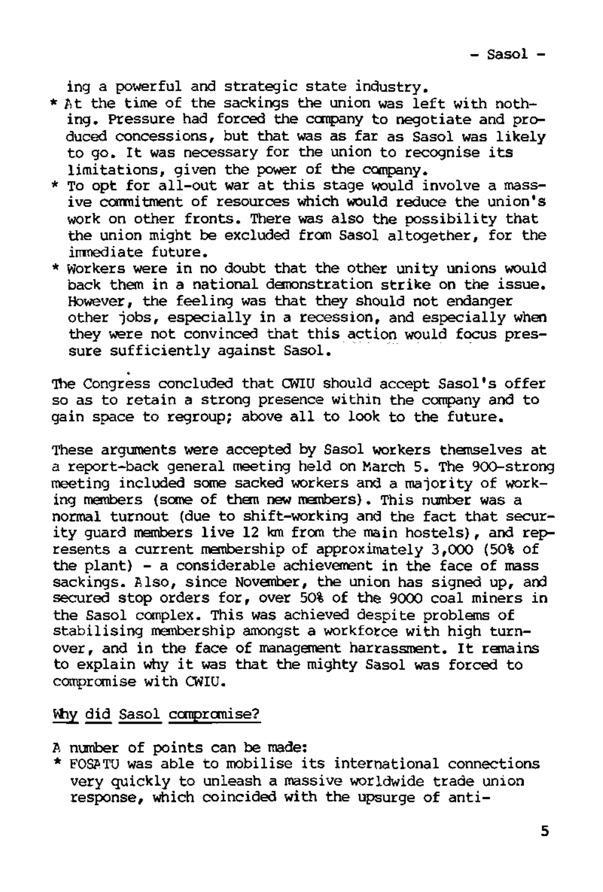ing a powerful and strategic state industry.

* At the time of the sackings the union was left with nothing. Pressure had forced the company to negotiate and produced concessions, but that was as far as Sasol was likely to go. It was necessary for the union to recognise its limitations, given the power of the company.
* To opt for all-out war at this stage would involve a massive commitment of resources which would reduce the union's work on other fronts. There was also the possibility that the union might be excluded from Sasol altogether, for the immediate future.
* Workers were in no doubt that the other unity unions would back them in a national demonstration strike on the issue. However, the feeling was that they should not endanger other jobs, especially in a recession, and especially when they were not convinced that this action would focus pressure sufficiently against Sasol.

The Congress concluded that CWIU should accept Sasol's offer so as to retain a strong presence within the company and to gain space to regroup; above all to look to the future.

These arguments were accepted by Sasol workers themselves at a report-back general meeting held on March 5. The 900-strong meeting included some sacked workers and a majority of working members (some of them new members). This number was a normal turnout (due to shift-working and the fact that security guard members live 12 km from the main hostels), and represents a current membership of approximately 3,000 (50% of the plant) - a considerable achievement in the face of mass sackings. Also, since November, the union has signed up, and secured stop orders for, over 50% of the 9000 coal miners in the Sasol complex. This was achieved despite problems of stabilising membership amongst a workforce with high turnover, and in the face of management harrassment. It remains to explain why it was that the mighty Sasol was forced to compromise with CWIU.

## Why did Sasol compromise?

A number of points can be made:

* FOSATU was able to mobilise its international connections very quickly to unleash a massive worldwide trade union response, which coincided with the upsurge of anti-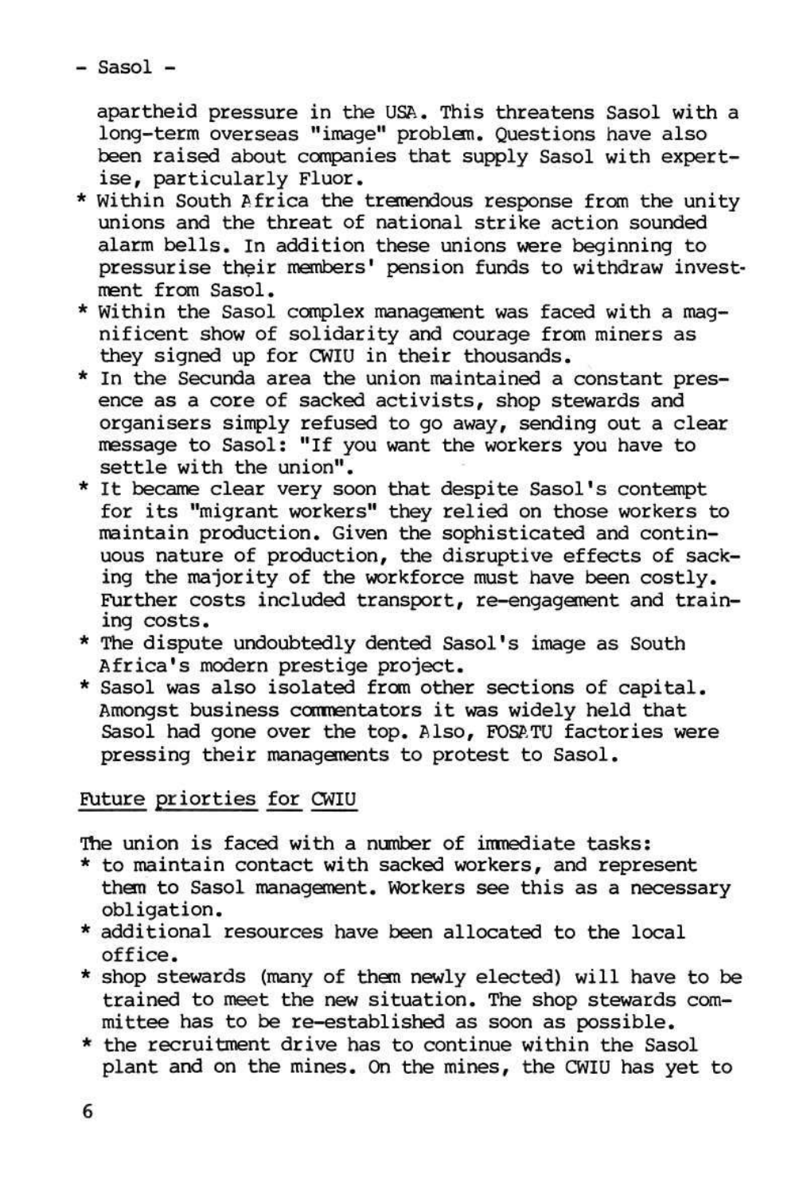apartheid pressure in the USA. This threatens Sasol with a long-term overseas "image" problem. Questions have also been raised about companies that supply Sasol with expertise, particularly Fluor.

* Within South Africa the tremendous response from the unity unions and the threat of national strike action sounded alarm bells. In addition these unions were beginning to pressurise their members' pension funds to withdraw investment from Sasol.
* Within the Sasol complex management was faced with a magnificent show of solidarity and courage from miners as they signed up for CWIU in their thousands.
* In the Secunda area the union maintained a constant presence as a core of sacked activists, shop stewards and organisers simply refused to go away, sending out a clear message to Sasol: "If you want the workers you have to settle with the union".
* It became clear very soon that despite Sasol's contempt for its "migrant workers" they relied on those workers to maintain production. Given the sophisticated and continuous nature of production, the disruptive effects of sacking the majority of the workforce must have been costly. Further costs included transport, re-engagement and training costs.
* The dispute undoubtedly dented Sasol's image as South Africa's modern prestige project.
* Sasol was also isolated from other sections of capital. Amongst business commentators it was widely held that Sasol had gone over the top. Also, FOSATU factories were pressing their managements to protest to Sasol.

## Future priorties for CWIU

The union is faced with a number of immediate tasks:

* to maintain contact with sacked workers, and represent them to Sasol management. Workers see this as a necessary obligation.
* additional resources have been allocated to the local office.
* shop stewards (many of them newly elected) will have to be trained to meet the new situation. The shop stewards committee has to be re-established as soon as possible.
* the recruitment drive has to continue within the Sasol plant and on the mines. On the mines, the CWIU has yet to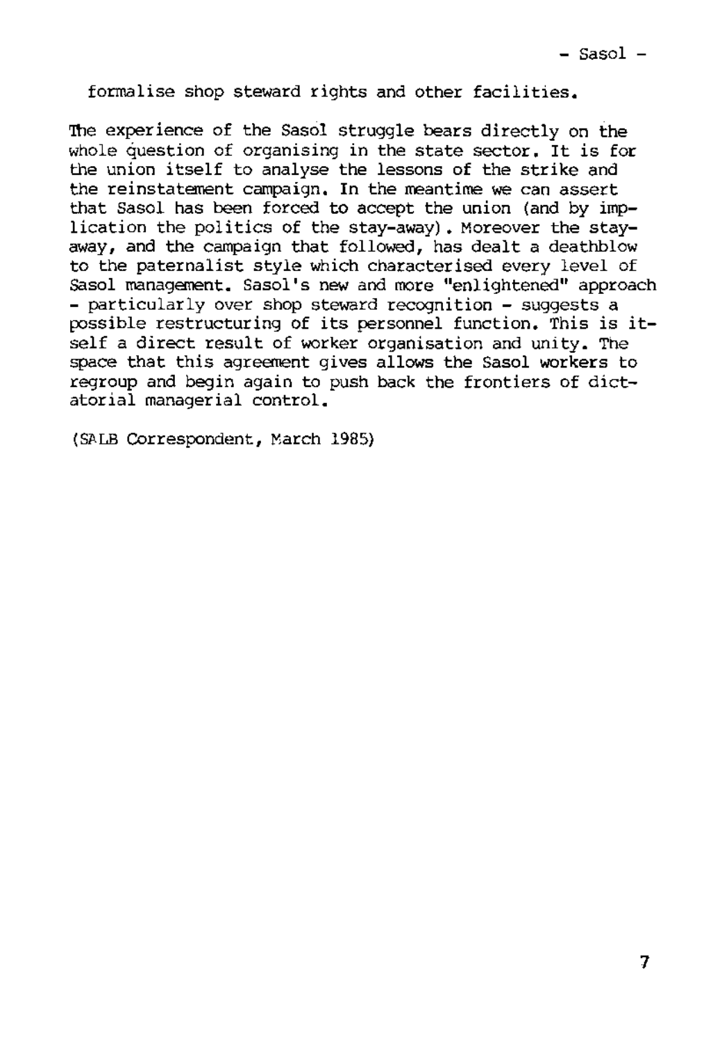formalise shop steward rights and other facilities.

The experience of the Sasol struggle bears directly on the whole question of organising in the state sector. It is for the union itself to analyse the lessons of the strike and the reinstatement campaign. In the meantime we can assert that Sasol has been forced to accept the union (and by implication the politics of the stay-away). Moreover the stay-away, and the campaign that followed, has dealt a deathblow to the paternalist style which characterised every level of Sasol management. Sasol's new and more "enlightened" approach - particularly over shop steward recognition - suggests a possible restructuring of its personnel function. This is itself a direct result of worker organisation and unity. The space that this agreement gives allows the Sasol workers to regroup and begin again to push back the frontiers of dictatorial managerial control.

(SALB Correspondent, March 1985)